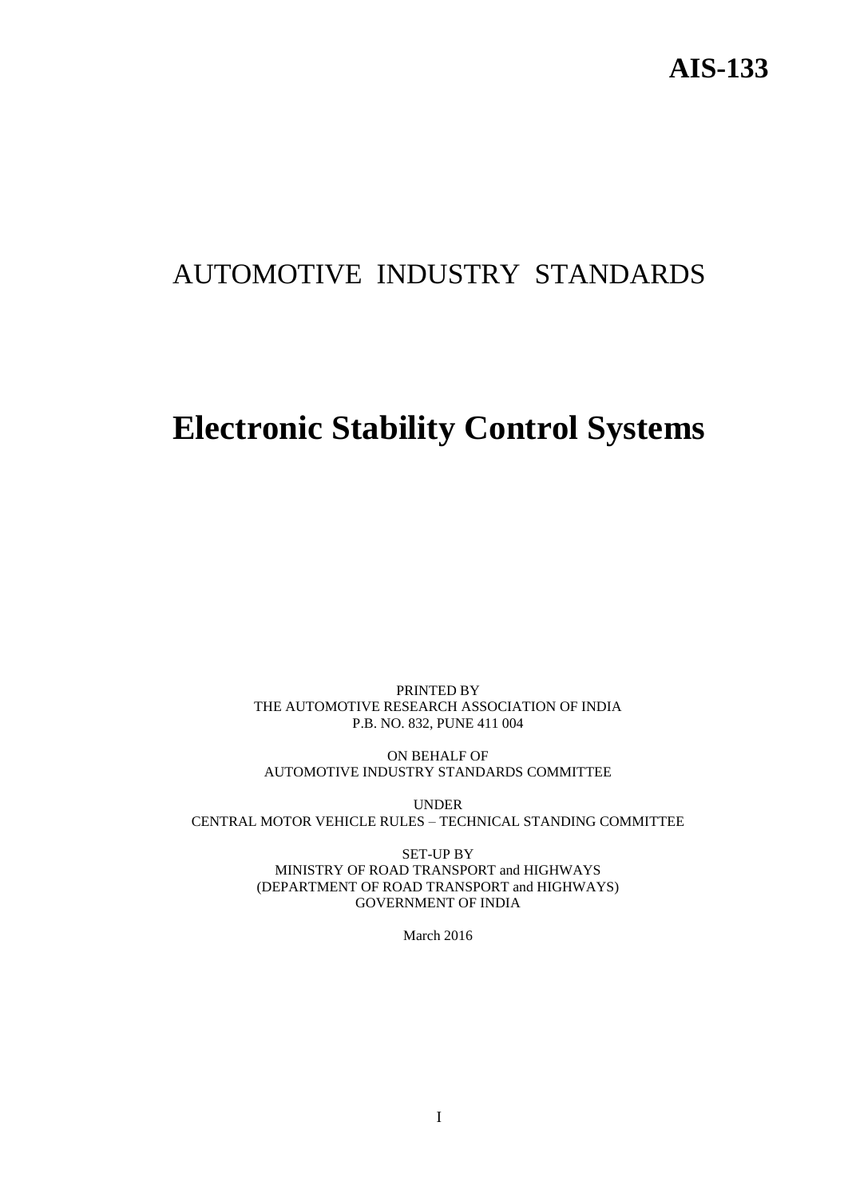**AIS-133**

# AUTOMOTIVE INDUSTRY STANDARDS

# Electronic Stability Control Systems

PRINTED BY
THE AUTOMOTIVE RESEARCH ASSOCIATION OF INDIA
P.B. NO. 832, PUNE 411 004

ON BEHALF OF
AUTOMOTIVE INDUSTRY STANDARDS COMMITTEE

UNDER
CENTRAL MOTOR VEHICLE RULES – TECHNICAL STANDING COMMITTEE

SET-UP BY
MINISTRY OF ROAD TRANSPORT and HIGHWAYS
(DEPARTMENT OF ROAD TRANSPORT and HIGHWAYS)
GOVERNMENT OF INDIA

March 2016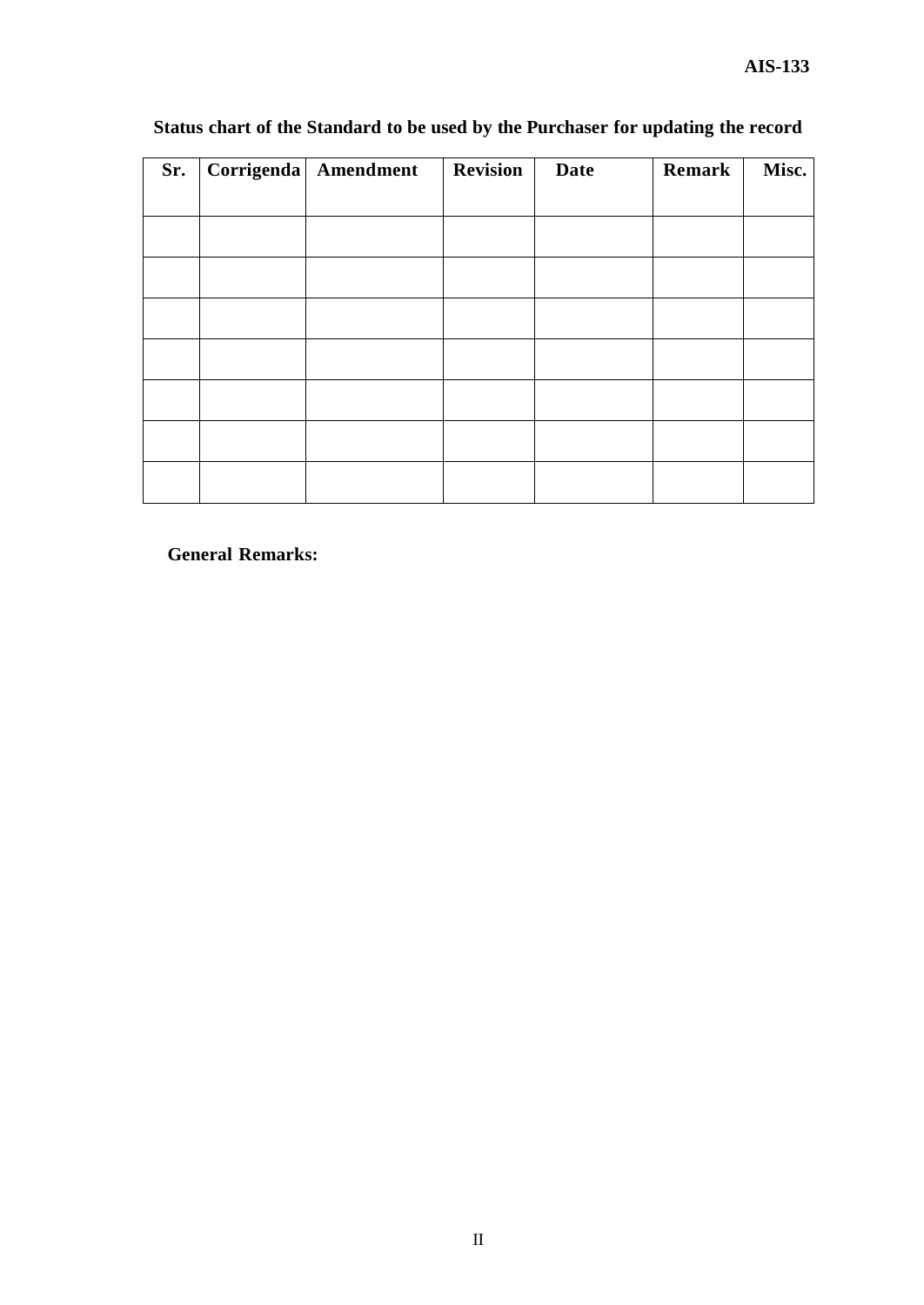**Status chart of the Standard to be used by the Purchaser for updating the record**

| Sr. | Corrigenda | Amendment | Revision | Date | Remark | Misc. |
|---|---|---|---|---|---|---|
| | | | | | | |
| | | | | | | |
| | | | | | | |
| | | | | | | |
| | | | | | | |
| | | | | | | |
| | | | | | | |

**General Remarks:**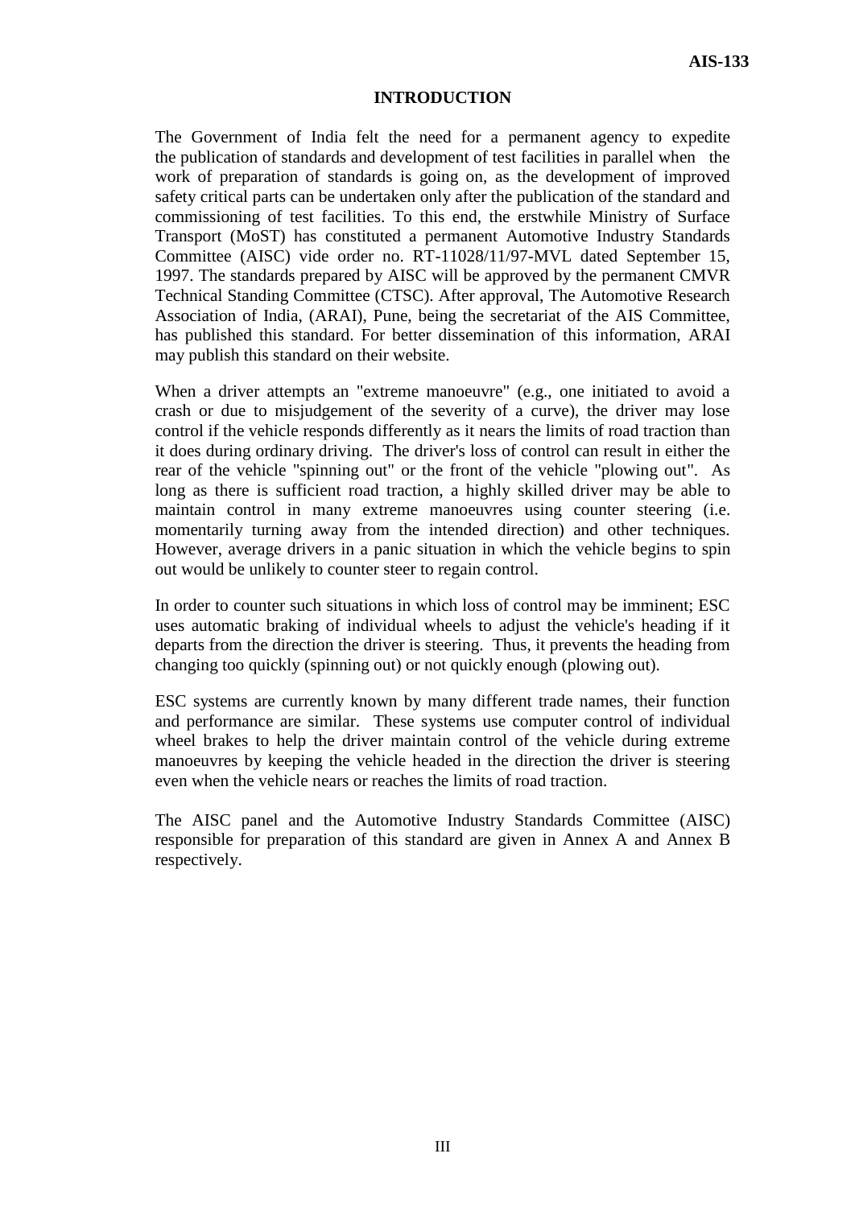# INTRODUCTION

The Government of India felt the need for a permanent agency to expedite the publication of standards and development of test facilities in parallel when the work of preparation of standards is going on, as the development of improved safety critical parts can be undertaken only after the publication of the standard and commissioning of test facilities. To this end, the erstwhile Ministry of Surface Transport (MoST) has constituted a permanent Automotive Industry Standards Committee (AISC) vide order no. RT-11028/11/97-MVL dated September 15, 1997. The standards prepared by AISC will be approved by the permanent CMVR Technical Standing Committee (CTSC). After approval, The Automotive Research Association of India, (ARAI), Pune, being the secretariat of the AIS Committee, has published this standard. For better dissemination of this information, ARAI may publish this standard on their website.

When a driver attempts an "extreme manoeuvre" (e.g., one initiated to avoid a crash or due to misjudgement of the severity of a curve), the driver may lose control if the vehicle responds differently as it nears the limits of road traction than it does during ordinary driving. The driver's loss of control can result in either the rear of the vehicle "spinning out" or the front of the vehicle "plowing out". As long as there is sufficient road traction, a highly skilled driver may be able to maintain control in many extreme manoeuvres using counter steering (i.e. momentarily turning away from the intended direction) and other techniques. However, average drivers in a panic situation in which the vehicle begins to spin out would be unlikely to counter steer to regain control.

In order to counter such situations in which loss of control may be imminent; ESC uses automatic braking of individual wheels to adjust the vehicle's heading if it departs from the direction the driver is steering. Thus, it prevents the heading from changing too quickly (spinning out) or not quickly enough (plowing out).

ESC systems are currently known by many different trade names, their function and performance are similar. These systems use computer control of individual wheel brakes to help the driver maintain control of the vehicle during extreme manoeuvres by keeping the vehicle headed in the direction the driver is steering even when the vehicle nears or reaches the limits of road traction.

The AISC panel and the Automotive Industry Standards Committee (AISC) responsible for preparation of this standard are given in Annex A and Annex B respectively.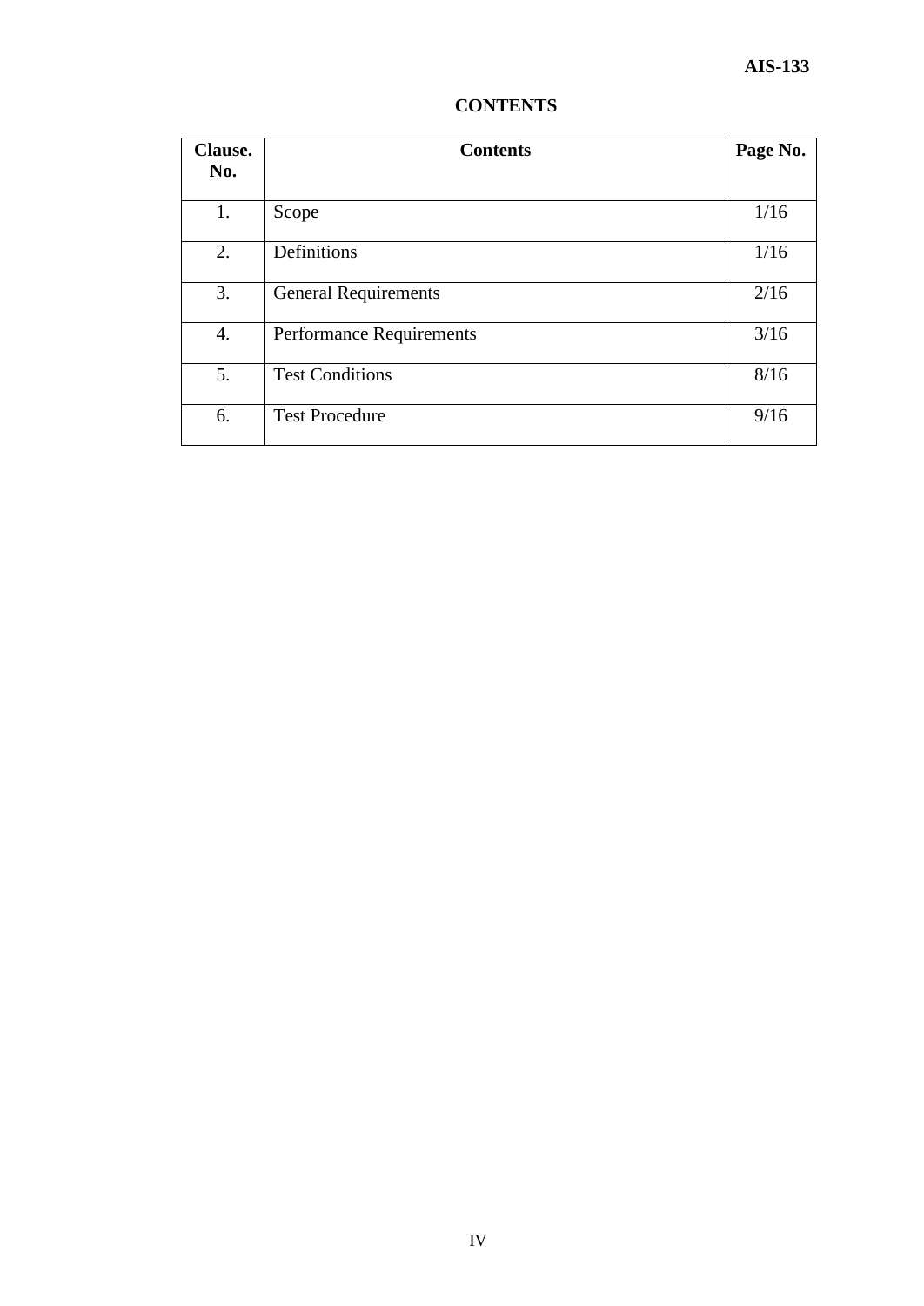# CONTENTS

| Clause. No. | Contents | Page No. |
|---|---|---|
| 1. | Scope | 1/16 |
| 2. | Definitions | 1/16 |
| 3. | General Requirements | 2/16 |
| 4. | Performance Requirements | 3/16 |
| 5. | Test Conditions | 8/16 |
| 6. | Test Procedure | 9/16 |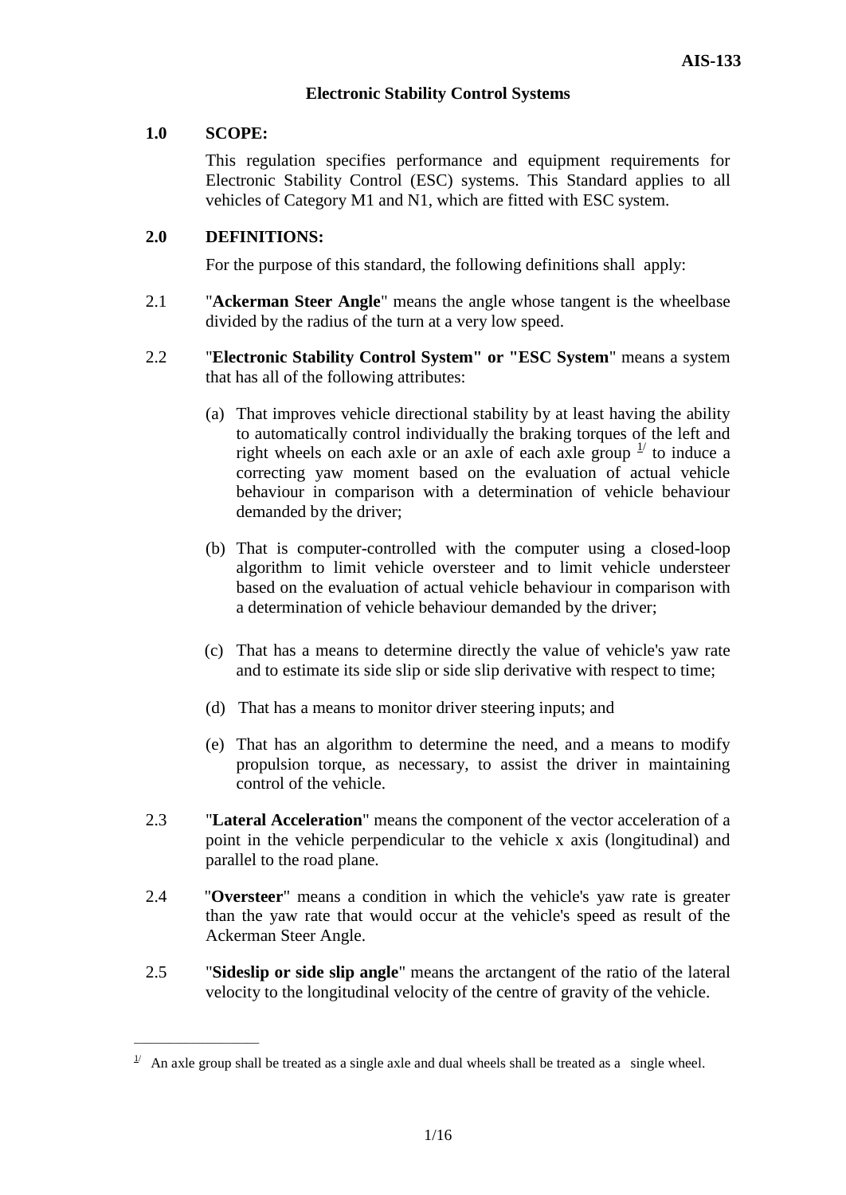## Electronic Stability Control Systems

### 1.0 SCOPE:

This regulation specifies performance and equipment requirements for Electronic Stability Control (ESC) systems. This Standard applies to all vehicles of Category M1 and N1, which are fitted with ESC system.

### 2.0 DEFINITIONS:

For the purpose of this standard, the following definitions shall apply:

2.1 "**Ackerman Steer Angle**" means the angle whose tangent is the wheelbase divided by the radius of the turn at a very low speed.

2.2 "**Electronic Stability Control System" or "ESC System**" means a system that has all of the following attributes:

(a) That improves vehicle directional stability by at least having the ability to automatically control individually the braking torques of the left and right wheels on each axle or an axle of each axle group [1/] to induce a correcting yaw moment based on the evaluation of actual vehicle behaviour in comparison with a determination of vehicle behaviour demanded by the driver;

(b) That is computer-controlled with the computer using a closed-loop algorithm to limit vehicle oversteer and to limit vehicle understeer based on the evaluation of actual vehicle behaviour in comparison with a determination of vehicle behaviour demanded by the driver;

(c) That has a means to determine directly the value of vehicle's yaw rate and to estimate its side slip or side slip derivative with respect to time;

(d) That has a means to monitor driver steering inputs; and

(e) That has an algorithm to determine the need, and a means to modify propulsion torque, as necessary, to assist the driver in maintaining control of the vehicle.

2.3 "**Lateral Acceleration**" means the component of the vector acceleration of a point in the vehicle perpendicular to the vehicle x axis (longitudinal) and parallel to the road plane.

2.4 "**Oversteer**" means a condition in which the vehicle's yaw rate is greater than the yaw rate that would occur at the vehicle's speed as result of the Ackerman Steer Angle.

2.5 "**Sideslip or side slip angle**" means the arctangent of the ratio of the lateral velocity to the longitudinal velocity of the centre of gravity of the vehicle.

---

[1/] An axle group shall be treated as a single axle and dual wheels shall be treated as a single wheel.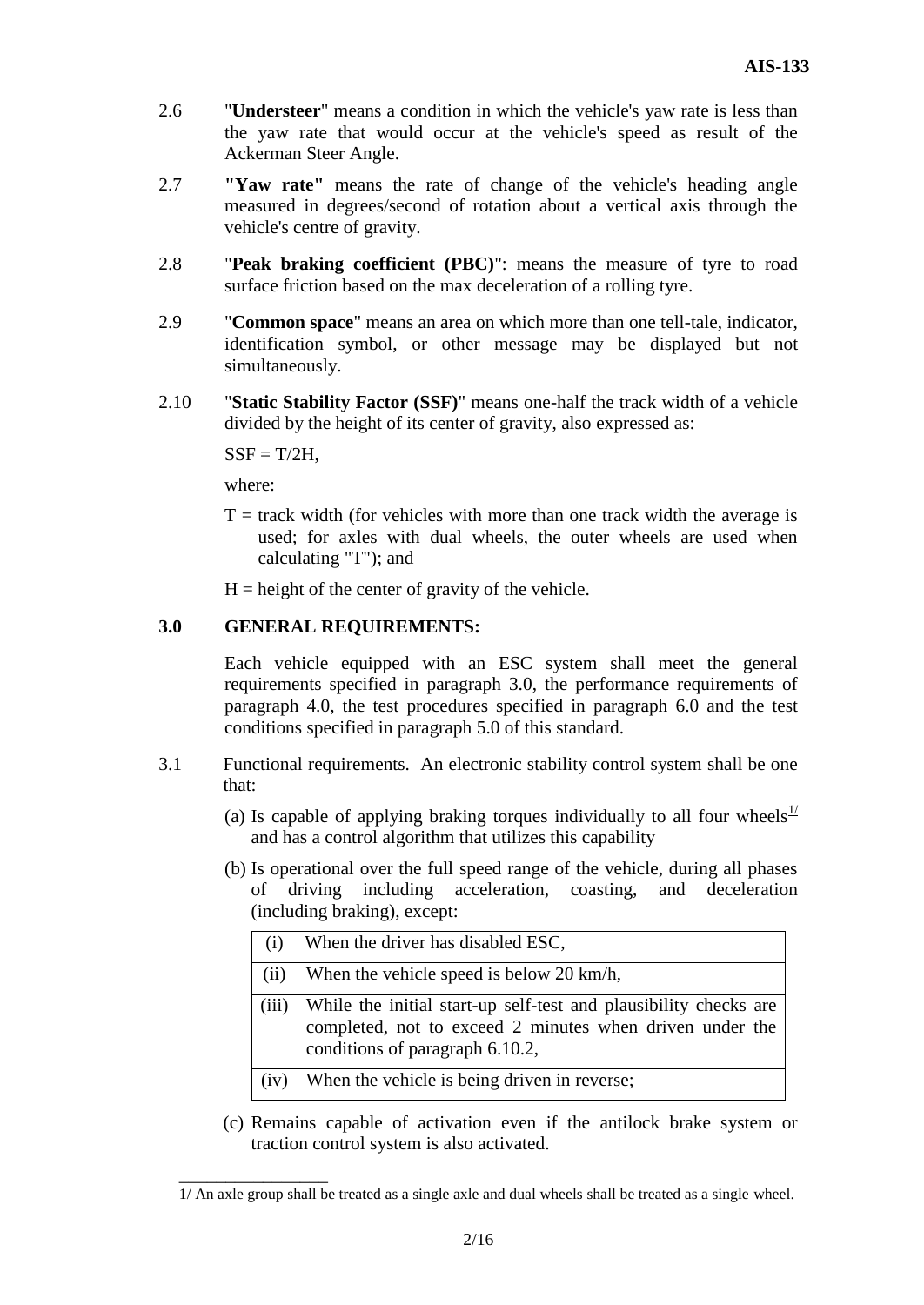2.6 "**Understeer**" means a condition in which the vehicle's yaw rate is less than the yaw rate that would occur at the vehicle's speed as result of the Ackerman Steer Angle.

2.7 **"Yaw rate"** means the rate of change of the vehicle's heading angle measured in degrees/second of rotation about a vertical axis through the vehicle's centre of gravity.

2.8 "**Peak braking coefficient (PBC)**": means the measure of tyre to road surface friction based on the max deceleration of a rolling tyre.

2.9 "**Common space**" means an area on which more than one tell-tale, indicator, identification symbol, or other message may be displayed but not simultaneously.

2.10 "**Static Stability Factor (SSF)**" means one-half the track width of a vehicle divided by the height of its center of gravity, also expressed as:

$SSF = T/2H$,

where:

$T$ = track width (for vehicles with more than one track width the average is used; for axles with dual wheels, the outer wheels are used when calculating "T"); and

$H$ = height of the center of gravity of the vehicle.

## 3.0 GENERAL REQUIREMENTS:

Each vehicle equipped with an ESC system shall meet the general requirements specified in paragraph 3.0, the performance requirements of paragraph 4.0, the test procedures specified in paragraph 6.0 and the test conditions specified in paragraph 5.0 of this standard.

3.1 Functional requirements. An electronic stability control system shall be one that:

(a) Is capable of applying braking torques individually to all four wheels[1/] and has a control algorithm that utilizes this capability

(b) Is operational over the full speed range of the vehicle, during all phases of driving including acceleration, coasting, and deceleration (including braking), except:

| | |
|---|---|
| (i) | When the driver has disabled ESC, |
| (ii) | When the vehicle speed is below 20 km/h, |
| (iii) | While the initial start-up self-test and plausibility checks are completed, not to exceed 2 minutes when driven under the conditions of paragraph 6.10.2, |
| (iv) | When the vehicle is being driven in reverse; |

(c) Remains capable of activation even if the antilock brake system or traction control system is also activated.

---

1/ An axle group shall be treated as a single axle and dual wheels shall be treated as a single wheel.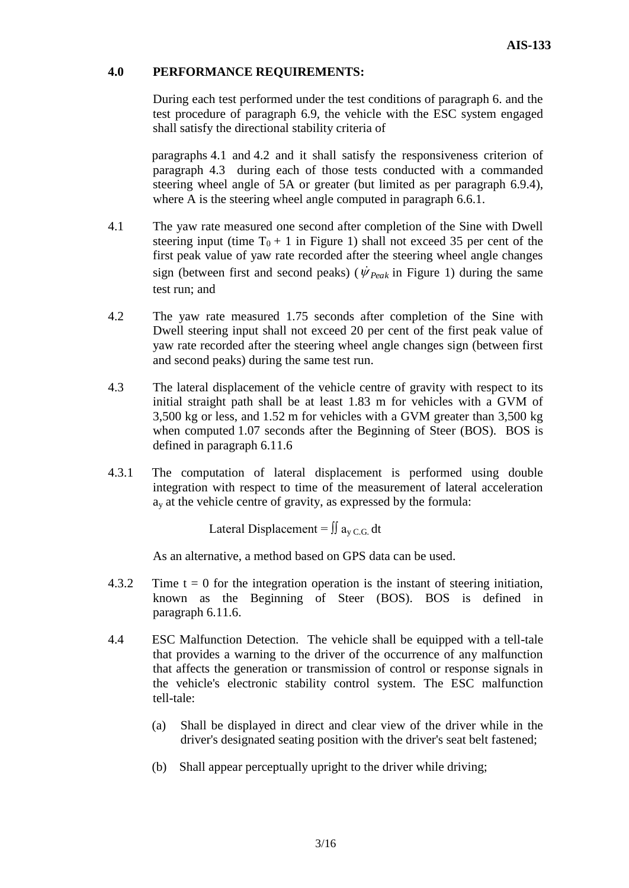## 4.0 PERFORMANCE REQUIREMENTS:

During each test performed under the test conditions of paragraph 6. and the test procedure of paragraph 6.9, the vehicle with the ESC system engaged shall satisfy the directional stability criteria of

paragraphs 4.1 and 4.2 and it shall satisfy the responsiveness criterion of paragraph 4.3 during each of those tests conducted with a commanded steering wheel angle of 5A or greater (but limited as per paragraph 6.9.4), where A is the steering wheel angle computed in paragraph 6.6.1.

4.1 The yaw rate measured one second after completion of the Sine with Dwell steering input (time $T_0 + 1$ in Figure 1) shall not exceed 35 per cent of the first peak value of yaw rate recorded after the steering wheel angle changes sign (between first and second peaks) ($\dot{\psi}_{Peak}$ in Figure 1) during the same test run; and

4.2 The yaw rate measured 1.75 seconds after completion of the Sine with Dwell steering input shall not exceed 20 per cent of the first peak value of yaw rate recorded after the steering wheel angle changes sign (between first and second peaks) during the same test run.

4.3 The lateral displacement of the vehicle centre of gravity with respect to its initial straight path shall be at least 1.83 m for vehicles with a GVM of 3,500 kg or less, and 1.52 m for vehicles with a GVM greater than 3,500 kg when computed 1.07 seconds after the Beginning of Steer (BOS). BOS is defined in paragraph 6.11.6

4.3.1 The computation of lateral displacement is performed using double integration with respect to time of the measurement of lateral acceleration $a_y$ at the vehicle centre of gravity, as expressed by the formula:

$$\text{Lateral Displacement} = \iint a_{y\,C.G.}\, dt$$

As an alternative, a method based on GPS data can be used.

4.3.2 Time $t = 0$ for the integration operation is the instant of steering initiation, known as the Beginning of Steer (BOS). BOS is defined in paragraph 6.11.6.

4.4 ESC Malfunction Detection. The vehicle shall be equipped with a tell-tale that provides a warning to the driver of the occurrence of any malfunction that affects the generation or transmission of control or response signals in the vehicle's electronic stability control system. The ESC malfunction tell-tale:

(a) Shall be displayed in direct and clear view of the driver while in the driver's designated seating position with the driver's seat belt fastened;

(b) Shall appear perceptually upright to the driver while driving;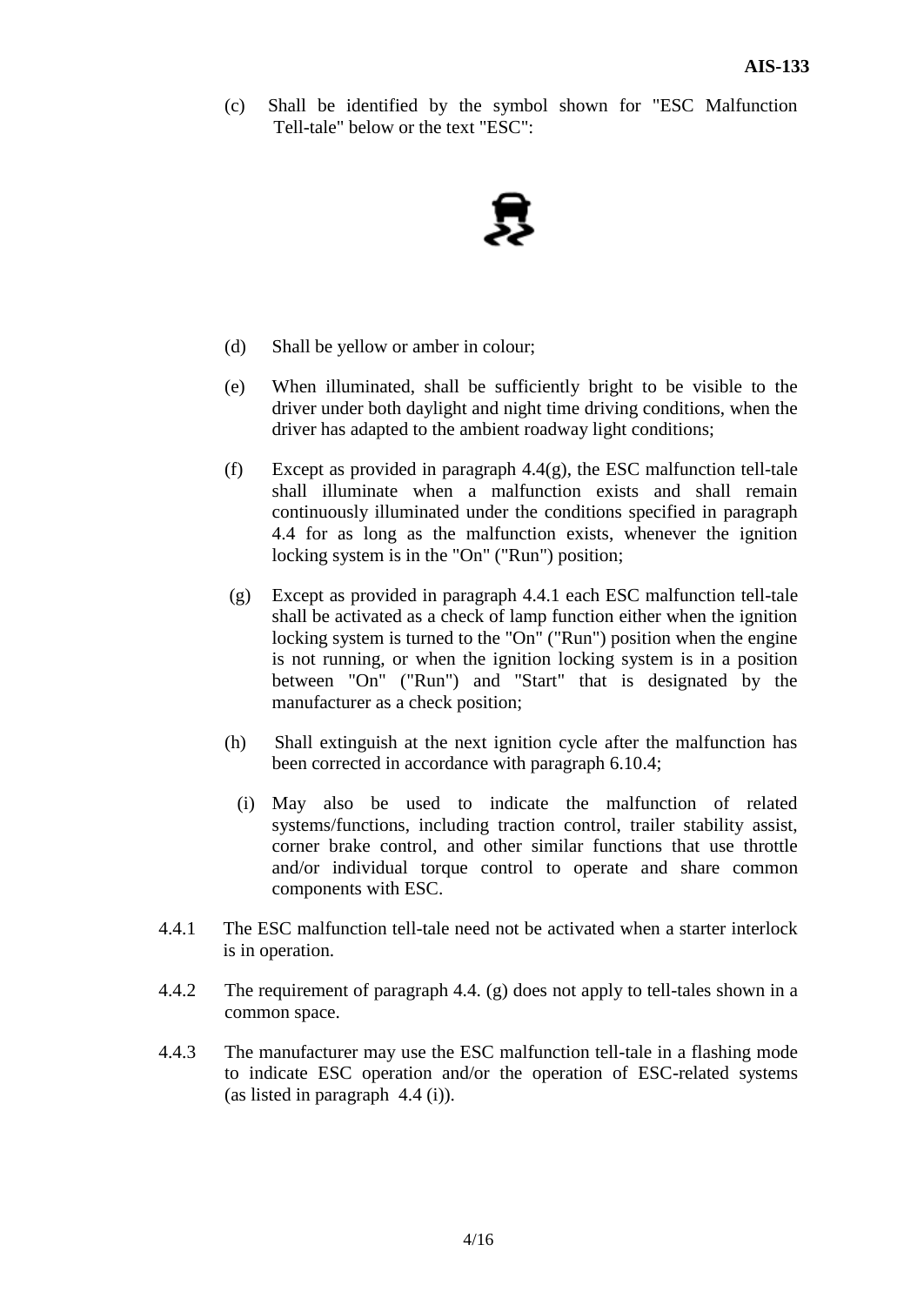(c) Shall be identified by the symbol shown for "ESC Malfunction Tell-tale" below or the text "ESC":

(d) Shall be yellow or amber in colour;

(e) When illuminated, shall be sufficiently bright to be visible to the driver under both daylight and night time driving conditions, when the driver has adapted to the ambient roadway light conditions;

(f) Except as provided in paragraph 4.4(g), the ESC malfunction tell-tale shall illuminate when a malfunction exists and shall remain continuously illuminated under the conditions specified in paragraph 4.4 for as long as the malfunction exists, whenever the ignition locking system is in the "On" ("Run") position;

(g) Except as provided in paragraph 4.4.1 each ESC malfunction tell-tale shall be activated as a check of lamp function either when the ignition locking system is turned to the "On" ("Run") position when the engine is not running, or when the ignition locking system is in a position between "On" ("Run") and "Start" that is designated by the manufacturer as a check position;

(h) Shall extinguish at the next ignition cycle after the malfunction has been corrected in accordance with paragraph 6.10.4;

(i) May also be used to indicate the malfunction of related systems/functions, including traction control, trailer stability assist, corner brake control, and other similar functions that use throttle and/or individual torque control to operate and share common components with ESC.

4.4.1 The ESC malfunction tell-tale need not be activated when a starter interlock is in operation.

4.4.2 The requirement of paragraph 4.4. (g) does not apply to tell-tales shown in a common space.

4.4.3 The manufacturer may use the ESC malfunction tell-tale in a flashing mode to indicate ESC operation and/or the operation of ESC-related systems (as listed in paragraph 4.4 (i)).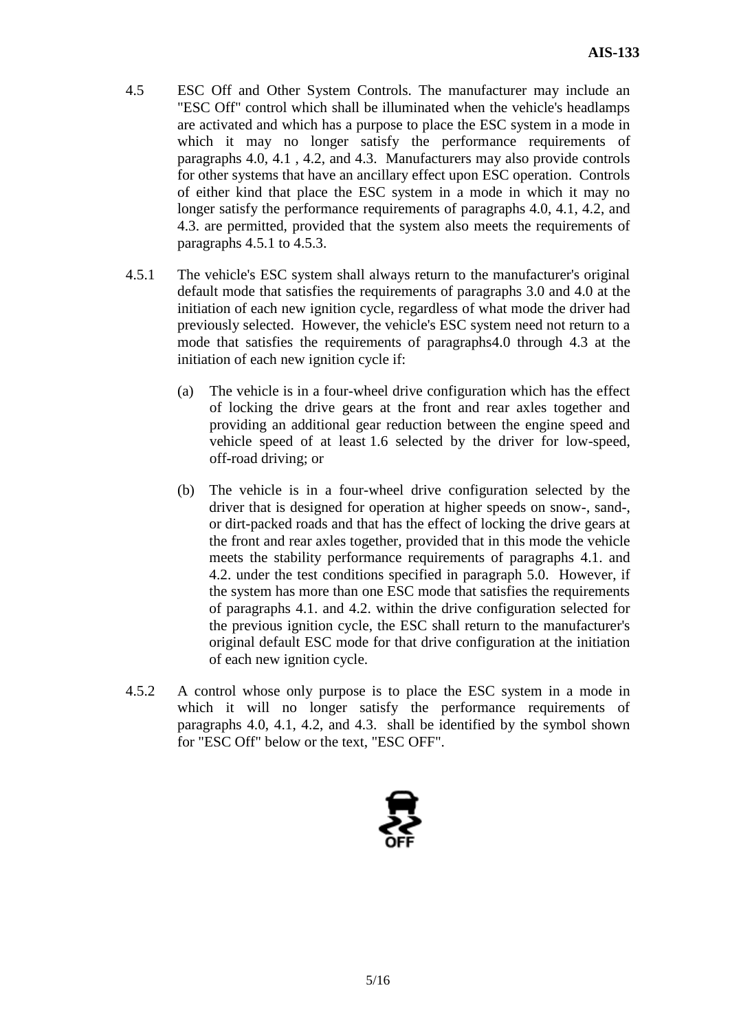4.5 ESC Off and Other System Controls. The manufacturer may include an "ESC Off" control which shall be illuminated when the vehicle's headlamps are activated and which has a purpose to place the ESC system in a mode in which it may no longer satisfy the performance requirements of paragraphs 4.0, 4.1 , 4.2, and 4.3. Manufacturers may also provide controls for other systems that have an ancillary effect upon ESC operation. Controls of either kind that place the ESC system in a mode in which it may no longer satisfy the performance requirements of paragraphs 4.0, 4.1, 4.2, and 4.3. are permitted, provided that the system also meets the requirements of paragraphs 4.5.1 to 4.5.3.

4.5.1 The vehicle's ESC system shall always return to the manufacturer's original default mode that satisfies the requirements of paragraphs 3.0 and 4.0 at the initiation of each new ignition cycle, regardless of what mode the driver had previously selected. However, the vehicle's ESC system need not return to a mode that satisfies the requirements of paragraphs4.0 through 4.3 at the initiation of each new ignition cycle if:

(a) The vehicle is in a four-wheel drive configuration which has the effect of locking the drive gears at the front and rear axles together and providing an additional gear reduction between the engine speed and vehicle speed of at least 1.6 selected by the driver for low-speed, off-road driving; or

(b) The vehicle is in a four-wheel drive configuration selected by the driver that is designed for operation at higher speeds on snow-, sand-, or dirt-packed roads and that has the effect of locking the drive gears at the front and rear axles together, provided that in this mode the vehicle meets the stability performance requirements of paragraphs 4.1. and 4.2. under the test conditions specified in paragraph 5.0. However, if the system has more than one ESC mode that satisfies the requirements of paragraphs 4.1. and 4.2. within the drive configuration selected for the previous ignition cycle, the ESC shall return to the manufacturer's original default ESC mode for that drive configuration at the initiation of each new ignition cycle.

4.5.2 A control whose only purpose is to place the ESC system in a mode in which it will no longer satisfy the performance requirements of paragraphs 4.0, 4.1, 4.2, and 4.3. shall be identified by the symbol shown for "ESC Off" below or the text, "ESC OFF".

OFF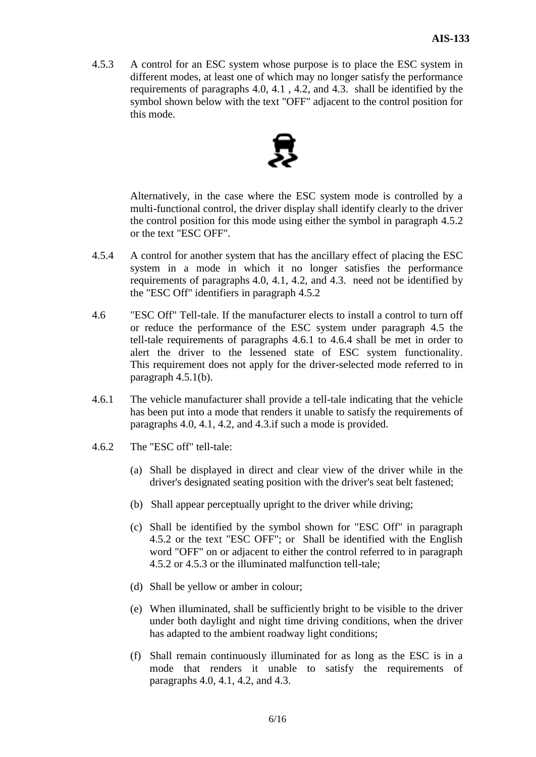4.5.3 A control for an ESC system whose purpose is to place the ESC system in different modes, at least one of which may no longer satisfy the performance requirements of paragraphs 4.0, 4.1 , 4.2, and 4.3. shall be identified by the symbol shown below with the text "OFF" adjacent to the control position for this mode.

Alternatively, in the case where the ESC system mode is controlled by a multi-functional control, the driver display shall identify clearly to the driver the control position for this mode using either the symbol in paragraph 4.5.2 or the text "ESC OFF".

4.5.4 A control for another system that has the ancillary effect of placing the ESC system in a mode in which it no longer satisfies the performance requirements of paragraphs 4.0, 4.1, 4.2, and 4.3. need not be identified by the "ESC Off" identifiers in paragraph 4.5.2

4.6 "ESC Off" Tell-tale. If the manufacturer elects to install a control to turn off or reduce the performance of the ESC system under paragraph 4.5 the tell-tale requirements of paragraphs 4.6.1 to 4.6.4 shall be met in order to alert the driver to the lessened state of ESC system functionality. This requirement does not apply for the driver-selected mode referred to in paragraph 4.5.1(b).

4.6.1 The vehicle manufacturer shall provide a tell-tale indicating that the vehicle has been put into a mode that renders it unable to satisfy the requirements of paragraphs 4.0, 4.1, 4.2, and 4.3.if such a mode is provided.

4.6.2 The "ESC off" tell-tale:

(a) Shall be displayed in direct and clear view of the driver while in the driver's designated seating position with the driver's seat belt fastened;

(b) Shall appear perceptually upright to the driver while driving;

(c) Shall be identified by the symbol shown for "ESC Off" in paragraph 4.5.2 or the text "ESC OFF"; or Shall be identified with the English word "OFF" on or adjacent to either the control referred to in paragraph 4.5.2 or 4.5.3 or the illuminated malfunction tell-tale;

(d) Shall be yellow or amber in colour;

(e) When illuminated, shall be sufficiently bright to be visible to the driver under both daylight and night time driving conditions, when the driver has adapted to the ambient roadway light conditions;

(f) Shall remain continuously illuminated for as long as the ESC is in a mode that renders it unable to satisfy the requirements of paragraphs 4.0, 4.1, 4.2, and 4.3.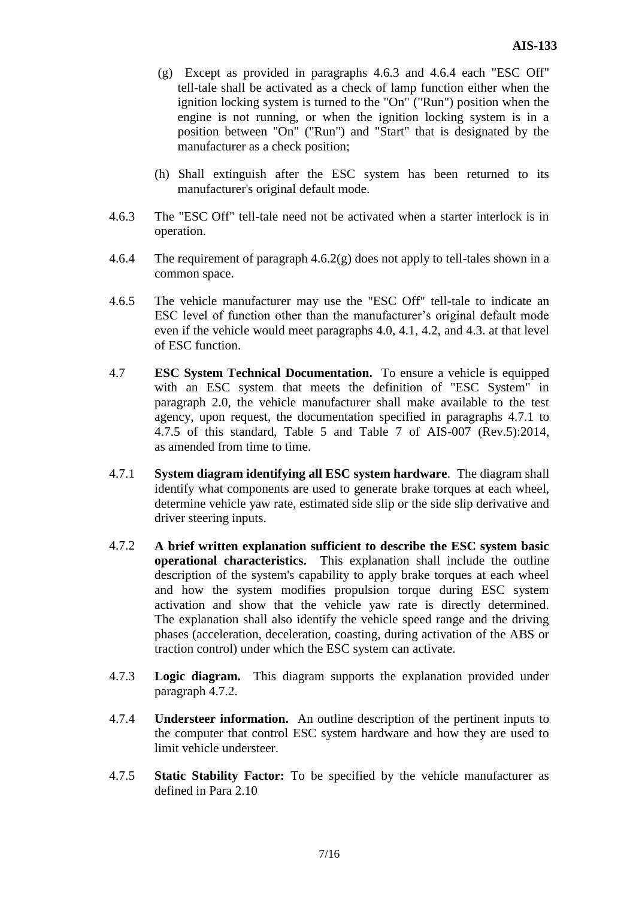(g) Except as provided in paragraphs 4.6.3 and 4.6.4 each "ESC Off" tell-tale shall be activated as a check of lamp function either when the ignition locking system is turned to the "On" ("Run") position when the engine is not running, or when the ignition locking system is in a position between "On" ("Run") and "Start" that is designated by the manufacturer as a check position;

(h) Shall extinguish after the ESC system has been returned to its manufacturer's original default mode.

4.6.3 The "ESC Off" tell-tale need not be activated when a starter interlock is in operation.

4.6.4 The requirement of paragraph 4.6.2(g) does not apply to tell-tales shown in a common space.

4.6.5 The vehicle manufacturer may use the "ESC Off" tell-tale to indicate an ESC level of function other than the manufacturer's original default mode even if the vehicle would meet paragraphs 4.0, 4.1, 4.2, and 4.3. at that level of ESC function.

4.7 **ESC System Technical Documentation.** To ensure a vehicle is equipped with an ESC system that meets the definition of "ESC System" in paragraph 2.0, the vehicle manufacturer shall make available to the test agency, upon request, the documentation specified in paragraphs 4.7.1 to 4.7.5 of this standard, Table 5 and Table 7 of AIS-007 (Rev.5):2014, as amended from time to time.

4.7.1 **System diagram identifying all ESC system hardware**. The diagram shall identify what components are used to generate brake torques at each wheel, determine vehicle yaw rate, estimated side slip or the side slip derivative and driver steering inputs.

4.7.2 **A brief written explanation sufficient to describe the ESC system basic operational characteristics.** This explanation shall include the outline description of the system's capability to apply brake torques at each wheel and how the system modifies propulsion torque during ESC system activation and show that the vehicle yaw rate is directly determined. The explanation shall also identify the vehicle speed range and the driving phases (acceleration, deceleration, coasting, during activation of the ABS or traction control) under which the ESC system can activate.

4.7.3 **Logic diagram.** This diagram supports the explanation provided under paragraph 4.7.2.

4.7.4 **Understeer information.** An outline description of the pertinent inputs to the computer that control ESC system hardware and how they are used to limit vehicle understeer.

4.7.5 **Static Stability Factor:** To be specified by the vehicle manufacturer as defined in Para 2.10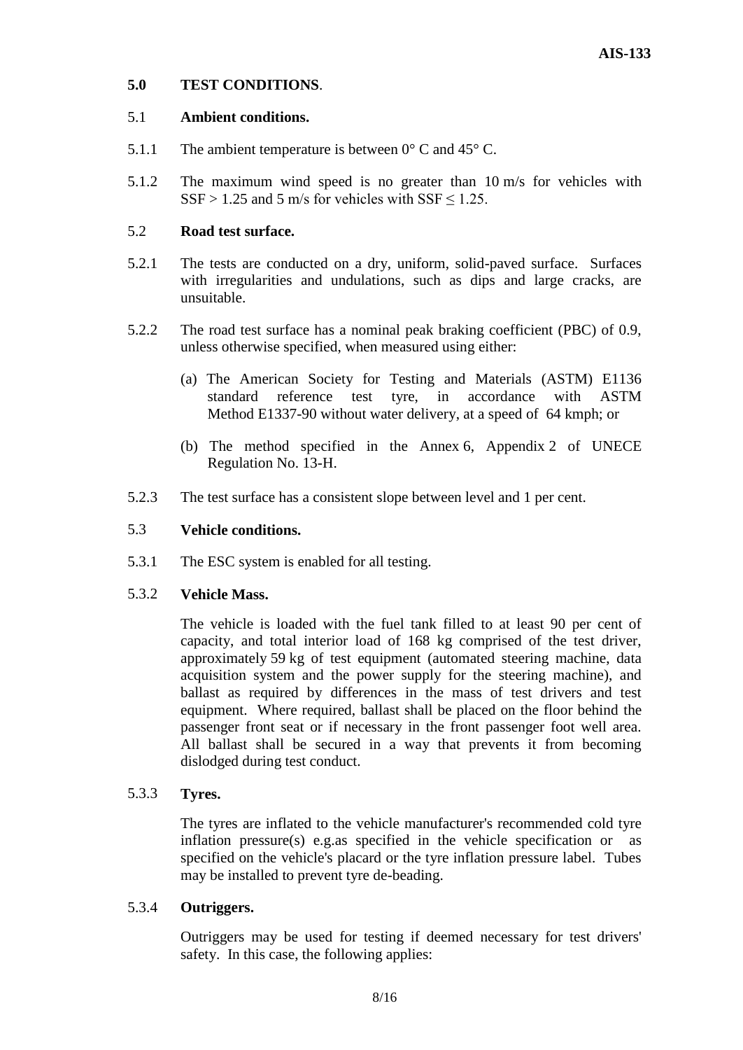## 5.0 TEST CONDITIONS.

### 5.1 Ambient conditions.

5.1.1 The ambient temperature is between 0° C and 45° C.

5.1.2 The maximum wind speed is no greater than 10 m/s for vehicles with $SSF > 1.25$ and 5 m/s for vehicles with $SSF \leq 1.25$.

### 5.2 Road test surface.

5.2.1 The tests are conducted on a dry, uniform, solid-paved surface. Surfaces with irregularities and undulations, such as dips and large cracks, are unsuitable.

5.2.2 The road test surface has a nominal peak braking coefficient (PBC) of 0.9, unless otherwise specified, when measured using either:

(a) The American Society for Testing and Materials (ASTM) E1136 standard reference test tyre, in accordance with ASTM Method E1337-90 without water delivery, at a speed of 64 kmph; or

(b) The method specified in the Annex 6, Appendix 2 of UNECE Regulation No. 13-H.

5.2.3 The test surface has a consistent slope between level and 1 per cent.

### 5.3 Vehicle conditions.

5.3.1 The ESC system is enabled for all testing.

5.3.2 **Vehicle Mass.**

The vehicle is loaded with the fuel tank filled to at least 90 per cent of capacity, and total interior load of 168 kg comprised of the test driver, approximately 59 kg of test equipment (automated steering machine, data acquisition system and the power supply for the steering machine), and ballast as required by differences in the mass of test drivers and test equipment. Where required, ballast shall be placed on the floor behind the passenger front seat or if necessary in the front passenger foot well area. All ballast shall be secured in a way that prevents it from becoming dislodged during test conduct.

5.3.3 **Tyres.**

The tyres are inflated to the vehicle manufacturer's recommended cold tyre inflation pressure(s) e.g.as specified in the vehicle specification or as specified on the vehicle's placard or the tyre inflation pressure label. Tubes may be installed to prevent tyre de-beading.

5.3.4 **Outriggers.**

Outriggers may be used for testing if deemed necessary for test drivers' safety. In this case, the following applies: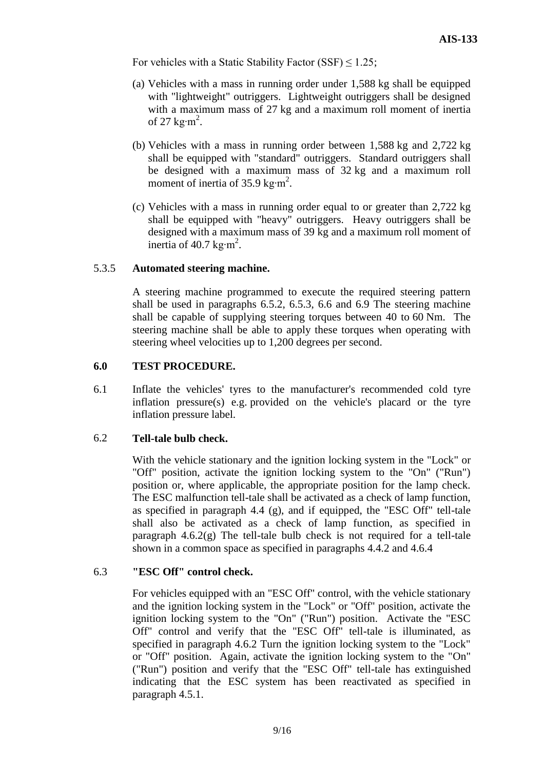For vehicles with a Static Stability Factor (SSF) ≤ 1.25;

(a) Vehicles with a mass in running order under 1,588 kg shall be equipped with "lightweight" outriggers. Lightweight outriggers shall be designed with a maximum mass of 27 kg and a maximum roll moment of inertia of 27 kg·m$^2$.

(b) Vehicles with a mass in running order between 1,588 kg and 2,722 kg shall be equipped with "standard" outriggers. Standard outriggers shall be designed with a maximum mass of 32 kg and a maximum roll moment of inertia of 35.9 kg·m$^2$.

(c) Vehicles with a mass in running order equal to or greater than 2,722 kg shall be equipped with "heavy" outriggers. Heavy outriggers shall be designed with a maximum mass of 39 kg and a maximum roll moment of inertia of 40.7 kg·m$^2$.

5.3.5 **Automated steering machine.**

A steering machine programmed to execute the required steering pattern shall be used in paragraphs 6.5.2, 6.5.3, 6.6 and 6.9 The steering machine shall be capable of supplying steering torques between 40 to 60 Nm. The steering machine shall be able to apply these torques when operating with steering wheel velocities up to 1,200 degrees per second.

## 6.0 TEST PROCEDURE.

6.1 Inflate the vehicles' tyres to the manufacturer's recommended cold tyre inflation pressure(s) e.g. provided on the vehicle's placard or the tyre inflation pressure label.

6.2 **Tell-tale bulb check.**

With the vehicle stationary and the ignition locking system in the "Lock" or "Off" position, activate the ignition locking system to the "On" ("Run") position or, where applicable, the appropriate position for the lamp check. The ESC malfunction tell-tale shall be activated as a check of lamp function, as specified in paragraph 4.4 (g), and if equipped, the "ESC Off" tell-tale shall also be activated as a check of lamp function, as specified in paragraph 4.6.2(g) The tell-tale bulb check is not required for a tell-tale shown in a common space as specified in paragraphs 4.4.2 and 4.6.4

6.3 **"ESC Off" control check.**

For vehicles equipped with an "ESC Off" control, with the vehicle stationary and the ignition locking system in the "Lock" or "Off" position, activate the ignition locking system to the "On" ("Run") position. Activate the "ESC Off" control and verify that the "ESC Off" tell-tale is illuminated, as specified in paragraph 4.6.2 Turn the ignition locking system to the "Lock" or "Off" position. Again, activate the ignition locking system to the "On" ("Run") position and verify that the "ESC Off" tell-tale has extinguished indicating that the ESC system has been reactivated as specified in paragraph 4.5.1.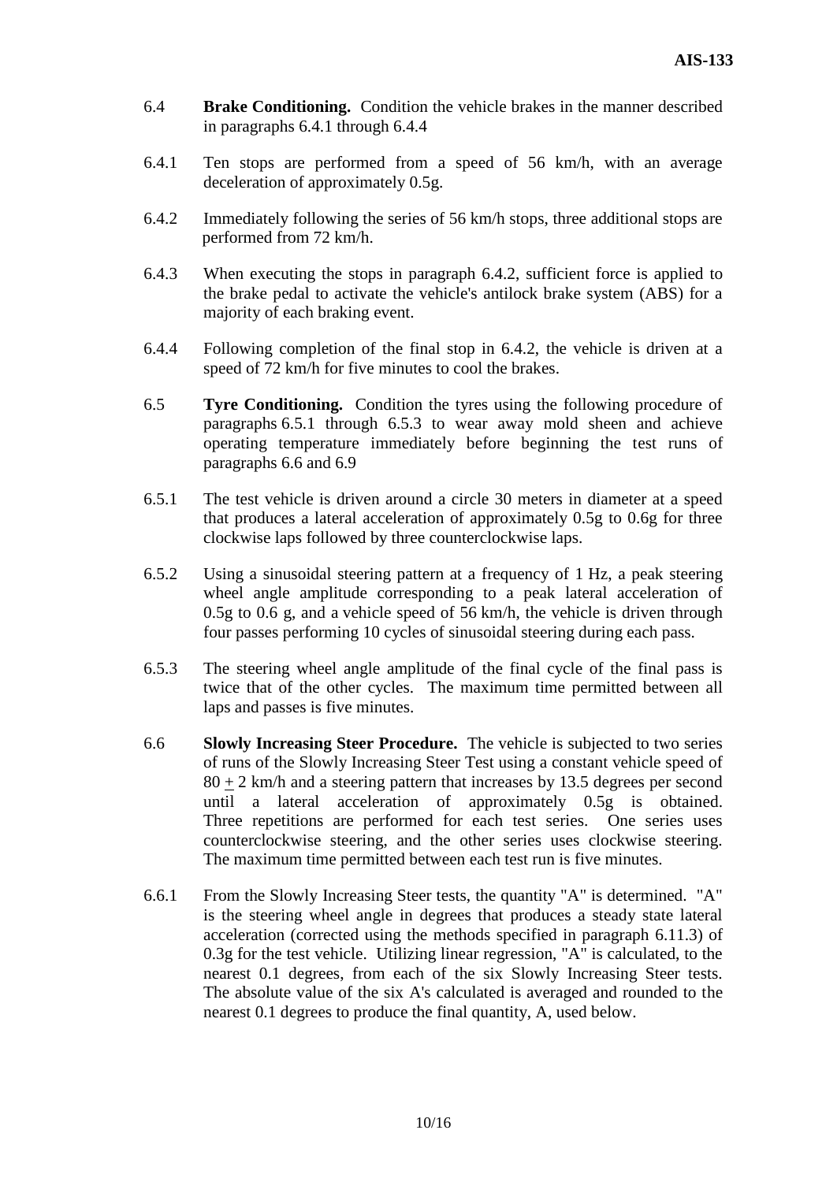6.4 **Brake Conditioning.** Condition the vehicle brakes in the manner described in paragraphs 6.4.1 through 6.4.4

6.4.1 Ten stops are performed from a speed of 56 km/h, with an average deceleration of approximately 0.5g.

6.4.2 Immediately following the series of 56 km/h stops, three additional stops are performed from 72 km/h.

6.4.3 When executing the stops in paragraph 6.4.2, sufficient force is applied to the brake pedal to activate the vehicle's antilock brake system (ABS) for a majority of each braking event.

6.4.4 Following completion of the final stop in 6.4.2, the vehicle is driven at a speed of 72 km/h for five minutes to cool the brakes.

6.5 **Tyre Conditioning.** Condition the tyres using the following procedure of paragraphs 6.5.1 through 6.5.3 to wear away mold sheen and achieve operating temperature immediately before beginning the test runs of paragraphs 6.6 and 6.9

6.5.1 The test vehicle is driven around a circle 30 meters in diameter at a speed that produces a lateral acceleration of approximately 0.5g to 0.6g for three clockwise laps followed by three counterclockwise laps.

6.5.2 Using a sinusoidal steering pattern at a frequency of 1 Hz, a peak steering wheel angle amplitude corresponding to a peak lateral acceleration of 0.5g to 0.6 g, and a vehicle speed of 56 km/h, the vehicle is driven through four passes performing 10 cycles of sinusoidal steering during each pass.

6.5.3 The steering wheel angle amplitude of the final cycle of the final pass is twice that of the other cycles. The maximum time permitted between all laps and passes is five minutes.

6.6 **Slowly Increasing Steer Procedure.** The vehicle is subjected to two series of runs of the Slowly Increasing Steer Test using a constant vehicle speed of 80 ± 2 km/h and a steering pattern that increases by 13.5 degrees per second until a lateral acceleration of approximately 0.5g is obtained. Three repetitions are performed for each test series. One series uses counterclockwise steering, and the other series uses clockwise steering. The maximum time permitted between each test run is five minutes.

6.6.1 From the Slowly Increasing Steer tests, the quantity "A" is determined. "A" is the steering wheel angle in degrees that produces a steady state lateral acceleration (corrected using the methods specified in paragraph 6.11.3) of 0.3g for the test vehicle. Utilizing linear regression, "A" is calculated, to the nearest 0.1 degrees, from each of the six Slowly Increasing Steer tests. The absolute value of the six A's calculated is averaged and rounded to the nearest 0.1 degrees to produce the final quantity, A, used below.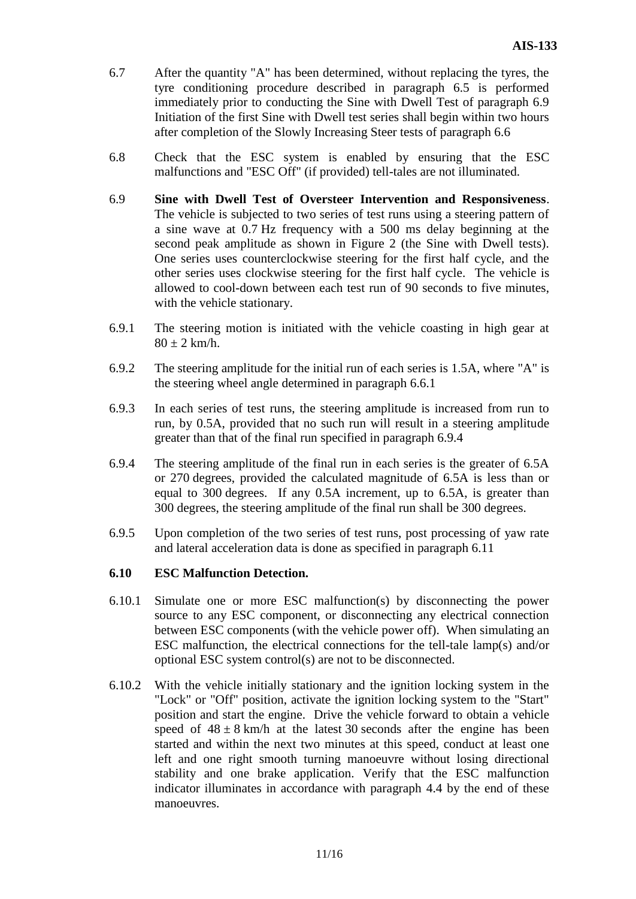6.7 After the quantity "A" has been determined, without replacing the tyres, the tyre conditioning procedure described in paragraph 6.5 is performed immediately prior to conducting the Sine with Dwell Test of paragraph 6.9 Initiation of the first Sine with Dwell test series shall begin within two hours after completion of the Slowly Increasing Steer tests of paragraph 6.6

6.8 Check that the ESC system is enabled by ensuring that the ESC malfunctions and "ESC Off" (if provided) tell-tales are not illuminated.

6.9 **Sine with Dwell Test of Oversteer Intervention and Responsiveness**. The vehicle is subjected to two series of test runs using a steering pattern of a sine wave at 0.7 Hz frequency with a 500 ms delay beginning at the second peak amplitude as shown in Figure 2 (the Sine with Dwell tests). One series uses counterclockwise steering for the first half cycle, and the other series uses clockwise steering for the first half cycle. The vehicle is allowed to cool-down between each test run of 90 seconds to five minutes, with the vehicle stationary.

6.9.1 The steering motion is initiated with the vehicle coasting in high gear at $80 \pm 2$ km/h.

6.9.2 The steering amplitude for the initial run of each series is 1.5A, where "A" is the steering wheel angle determined in paragraph 6.6.1

6.9.3 In each series of test runs, the steering amplitude is increased from run to run, by 0.5A, provided that no such run will result in a steering amplitude greater than that of the final run specified in paragraph 6.9.4

6.9.4 The steering amplitude of the final run in each series is the greater of 6.5A or 270 degrees, provided the calculated magnitude of 6.5A is less than or equal to 300 degrees. If any 0.5A increment, up to 6.5A, is greater than 300 degrees, the steering amplitude of the final run shall be 300 degrees.

6.9.5 Upon completion of the two series of test runs, post processing of yaw rate and lateral acceleration data is done as specified in paragraph 6.11

**6.10 ESC Malfunction Detection.**

6.10.1 Simulate one or more ESC malfunction(s) by disconnecting the power source to any ESC component, or disconnecting any electrical connection between ESC components (with the vehicle power off). When simulating an ESC malfunction, the electrical connections for the tell-tale lamp(s) and/or optional ESC system control(s) are not to be disconnected.

6.10.2 With the vehicle initially stationary and the ignition locking system in the "Lock" or "Off" position, activate the ignition locking system to the "Start" position and start the engine. Drive the vehicle forward to obtain a vehicle speed of $48 \pm 8$ km/h at the latest 30 seconds after the engine has been started and within the next two minutes at this speed, conduct at least one left and one right smooth turning manoeuvre without losing directional stability and one brake application. Verify that the ESC malfunction indicator illuminates in accordance with paragraph 4.4 by the end of these manoeuvres.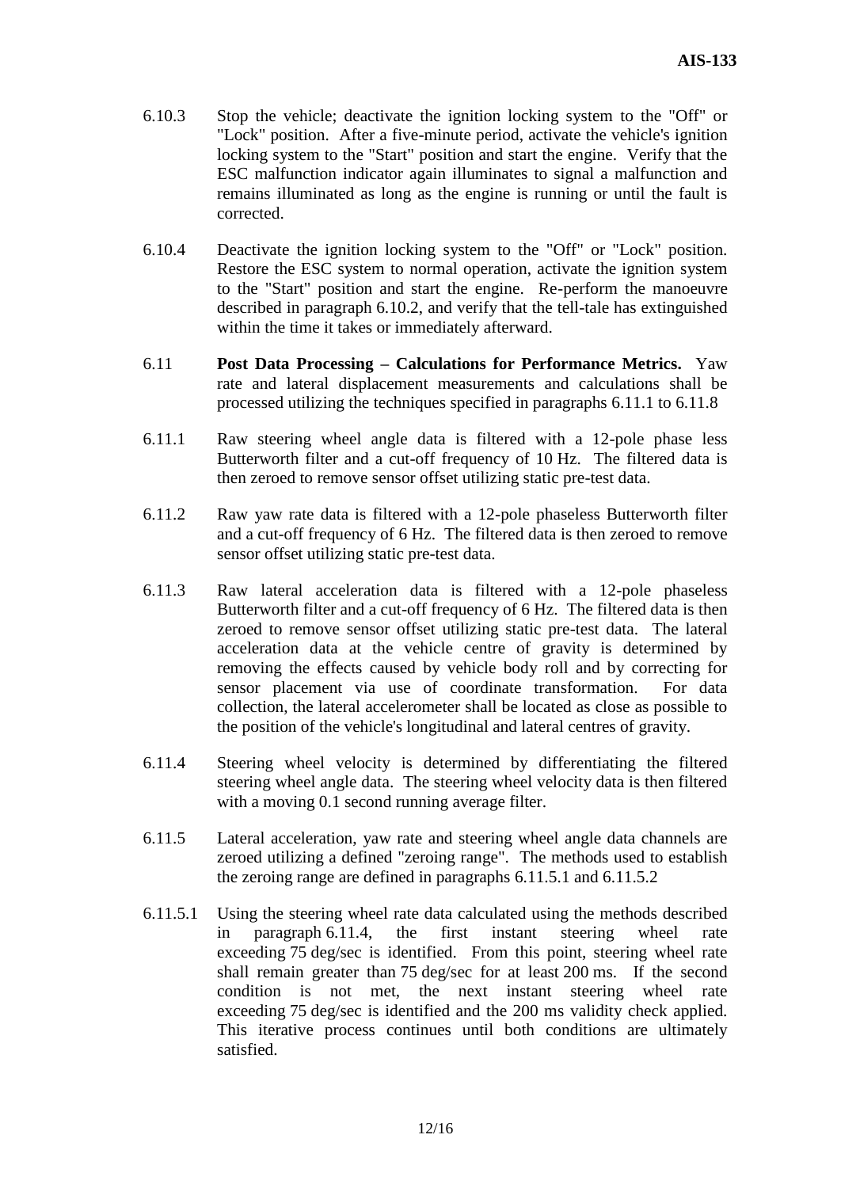6.10.3 Stop the vehicle; deactivate the ignition locking system to the "Off" or "Lock" position. After a five-minute period, activate the vehicle's ignition locking system to the "Start" position and start the engine. Verify that the ESC malfunction indicator again illuminates to signal a malfunction and remains illuminated as long as the engine is running or until the fault is corrected.

6.10.4 Deactivate the ignition locking system to the "Off" or "Lock" position. Restore the ESC system to normal operation, activate the ignition system to the "Start" position and start the engine. Re-perform the manoeuvre described in paragraph 6.10.2, and verify that the tell-tale has extinguished within the time it takes or immediately afterward.

6.11 **Post Data Processing – Calculations for Performance Metrics.** Yaw rate and lateral displacement measurements and calculations shall be processed utilizing the techniques specified in paragraphs 6.11.1 to 6.11.8

6.11.1 Raw steering wheel angle data is filtered with a 12-pole phase less Butterworth filter and a cut-off frequency of 10 Hz. The filtered data is then zeroed to remove sensor offset utilizing static pre-test data.

6.11.2 Raw yaw rate data is filtered with a 12-pole phaseless Butterworth filter and a cut-off frequency of 6 Hz. The filtered data is then zeroed to remove sensor offset utilizing static pre-test data.

6.11.3 Raw lateral acceleration data is filtered with a 12-pole phaseless Butterworth filter and a cut-off frequency of 6 Hz. The filtered data is then zeroed to remove sensor offset utilizing static pre-test data. The lateral acceleration data at the vehicle centre of gravity is determined by removing the effects caused by vehicle body roll and by correcting for sensor placement via use of coordinate transformation. For data collection, the lateral accelerometer shall be located as close as possible to the position of the vehicle's longitudinal and lateral centres of gravity.

6.11.4 Steering wheel velocity is determined by differentiating the filtered steering wheel angle data. The steering wheel velocity data is then filtered with a moving 0.1 second running average filter.

6.11.5 Lateral acceleration, yaw rate and steering wheel angle data channels are zeroed utilizing a defined "zeroing range". The methods used to establish the zeroing range are defined in paragraphs 6.11.5.1 and 6.11.5.2

6.11.5.1 Using the steering wheel rate data calculated using the methods described in paragraph 6.11.4, the first instant steering wheel rate exceeding 75 deg/sec is identified. From this point, steering wheel rate shall remain greater than 75 deg/sec for at least 200 ms. If the second condition is not met, the next instant steering wheel rate exceeding 75 deg/sec is identified and the 200 ms validity check applied. This iterative process continues until both conditions are ultimately satisfied.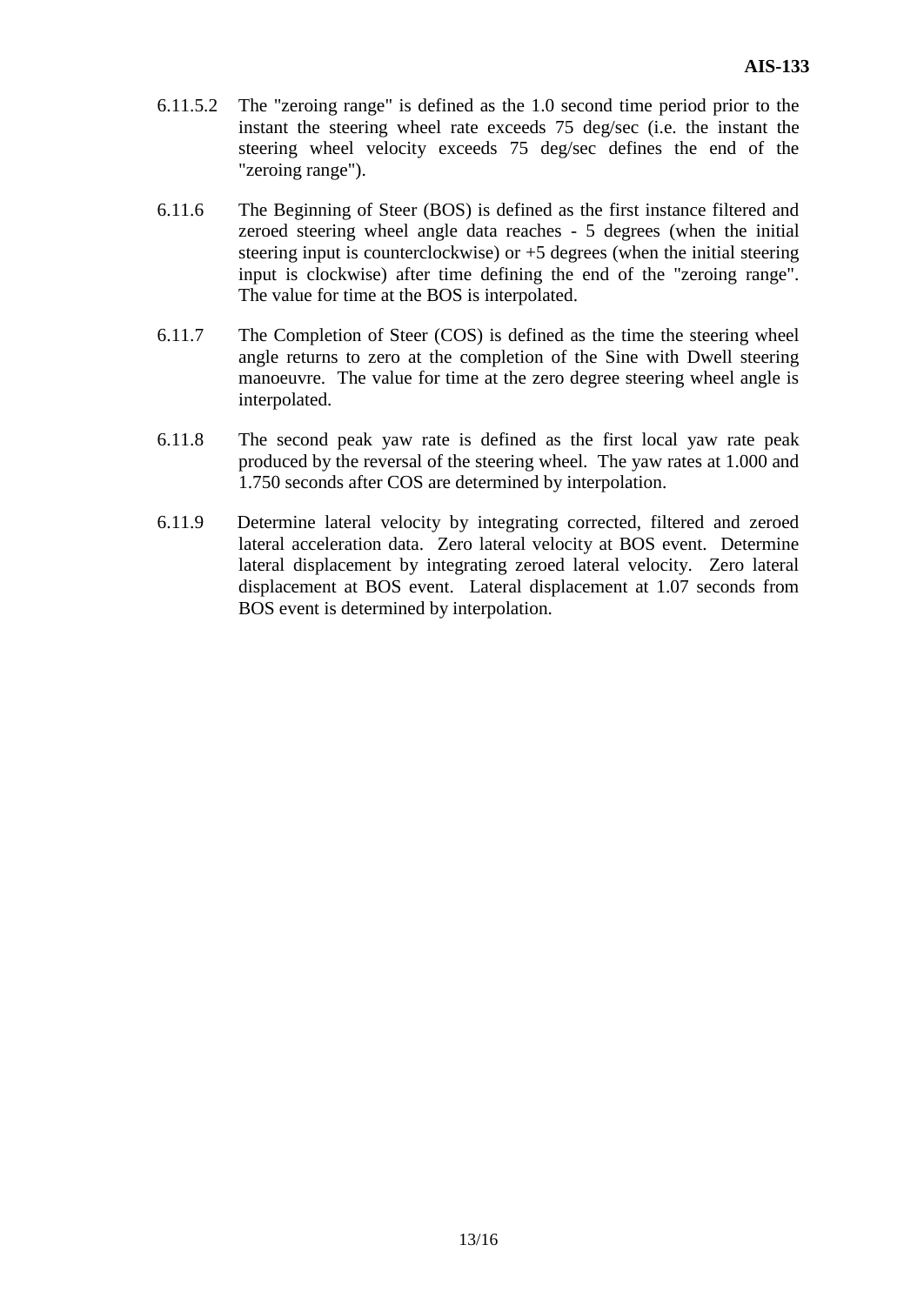6.11.5.2 The "zeroing range" is defined as the 1.0 second time period prior to the instant the steering wheel rate exceeds 75 deg/sec (i.e. the instant the steering wheel velocity exceeds 75 deg/sec defines the end of the "zeroing range").

6.11.6 The Beginning of Steer (BOS) is defined as the first instance filtered and zeroed steering wheel angle data reaches - 5 degrees (when the initial steering input is counterclockwise) or +5 degrees (when the initial steering input is clockwise) after time defining the end of the "zeroing range". The value for time at the BOS is interpolated.

6.11.7 The Completion of Steer (COS) is defined as the time the steering wheel angle returns to zero at the completion of the Sine with Dwell steering manoeuvre. The value for time at the zero degree steering wheel angle is interpolated.

6.11.8 The second peak yaw rate is defined as the first local yaw rate peak produced by the reversal of the steering wheel. The yaw rates at 1.000 and 1.750 seconds after COS are determined by interpolation.

6.11.9 Determine lateral velocity by integrating corrected, filtered and zeroed lateral acceleration data. Zero lateral velocity at BOS event. Determine lateral displacement by integrating zeroed lateral velocity. Zero lateral displacement at BOS event. Lateral displacement at 1.07 seconds from BOS event is determined by interpolation.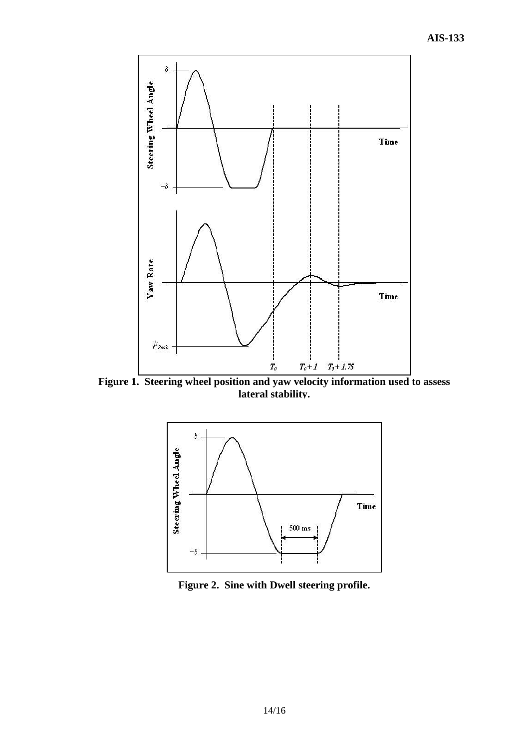**Figure 1. Steering wheel position and yaw velocity information used to assess lateral stability.**

**Figure 2. Sine with Dwell steering profile.**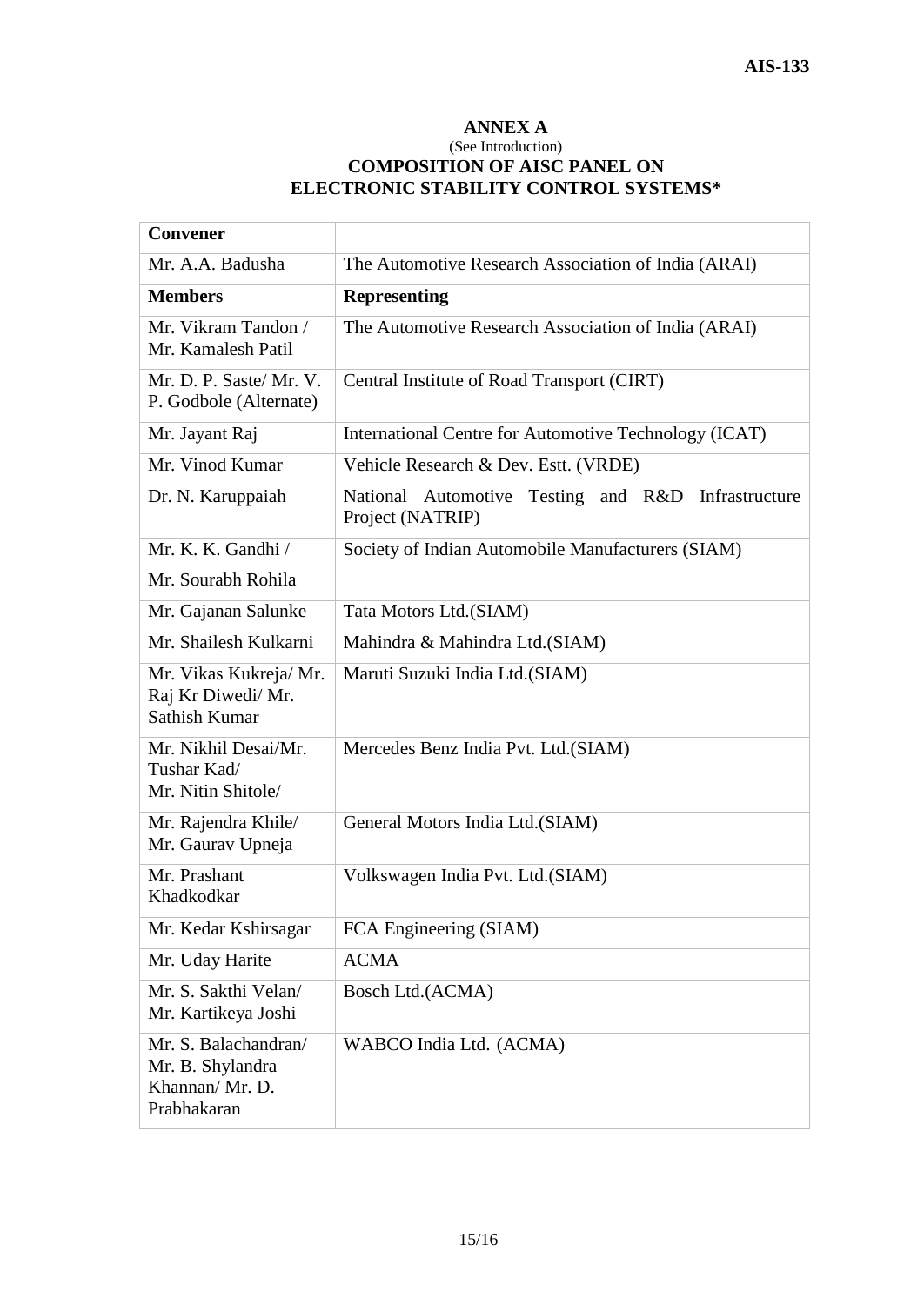**ANNEX A**

(See Introduction)

**COMPOSITION OF AISC PANEL ON ELECTRONIC STABILITY CONTROL SYSTEMS***

| **Convener** | |
|---|---|
| Mr. A.A. Badusha | The Automotive Research Association of India (ARAI) |
| **Members** | **Representing** |
| Mr. Vikram Tandon / Mr. Kamalesh Patil | The Automotive Research Association of India (ARAI) |
| Mr. D. P. Saste/ Mr. V. P. Godbole (Alternate) | Central Institute of Road Transport (CIRT) |
| Mr. Jayant Raj | International Centre for Automotive Technology (ICAT) |
| Mr. Vinod Kumar | Vehicle Research & Dev. Estt. (VRDE) |
| Dr. N. Karuppaiah | National Automotive Testing and R&D Infrastructure Project (NATRIP) |
| Mr. K. K. Gandhi / Mr. Sourabh Rohila | Society of Indian Automobile Manufacturers (SIAM) |
| Mr. Gajanan Salunke | Tata Motors Ltd.(SIAM) |
| Mr. Shailesh Kulkarni | Mahindra & Mahindra Ltd.(SIAM) |
| Mr. Vikas Kukreja/ Mr. Raj Kr Diwedi/ Mr. Sathish Kumar | Maruti Suzuki India Ltd.(SIAM) |
| Mr. Nikhil Desai/Mr. Tushar Kad/ Mr. Nitin Shitole/ | Mercedes Benz India Pvt. Ltd.(SIAM) |
| Mr. Rajendra Khile/ Mr. Gaurav Upneja | General Motors India Ltd.(SIAM) |
| Mr. Prashant Khadkodkar | Volkswagen India Pvt. Ltd.(SIAM) |
| Mr. Kedar Kshirsagar | FCA Engineering (SIAM) |
| Mr. Uday Harite | ACMA |
| Mr. S. Sakthi Velan/ Mr. Kartikeya Joshi | Bosch Ltd.(ACMA) |
| Mr. S. Balachandran/ Mr. B. Shylandra Khannan/ Mr. D. Prabhakaran | WABCO India Ltd. (ACMA) |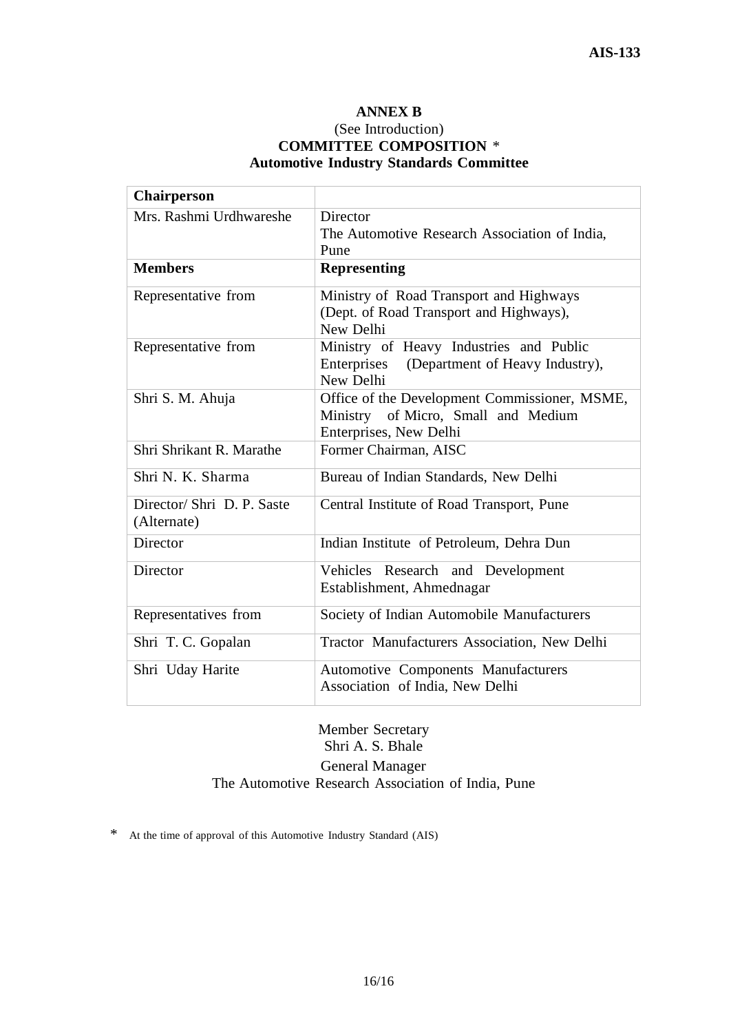**ANNEX B**

(See Introduction)

**COMMITTEE COMPOSITION** *

**Automotive Industry Standards Committee**

| | |
|---|---|
| **Chairperson** | |
| Mrs. Rashmi Urdhwareshe | Director<br>The Automotive Research Association of India, Pune |
| **Members** | **Representing** |
| Representative from | Ministry of Road Transport and Highways (Dept. of Road Transport and Highways), New Delhi |
| Representative from | Ministry of Heavy Industries and Public Enterprises (Department of Heavy Industry), New Delhi |
| Shri S. M. Ahuja | Office of the Development Commissioner, MSME, Ministry of Micro, Small and Medium Enterprises, New Delhi |
| Shri Shrikant R. Marathe | Former Chairman, AISC |
| Shri N. K. Sharma | Bureau of Indian Standards, New Delhi |
| Director/ Shri D. P. Saste (Alternate) | Central Institute of Road Transport, Pune |
| Director | Indian Institute of Petroleum, Dehra Dun |
| Director | Vehicles Research and Development Establishment, Ahmednagar |
| Representatives from | Society of Indian Automobile Manufacturers |
| Shri T. C. Gopalan | Tractor Manufacturers Association, New Delhi |
| Shri Uday Harite | Automotive Components Manufacturers Association of India, New Delhi |

Member Secretary
Shri A. S. Bhale
General Manager
The Automotive Research Association of India, Pune

\* At the time of approval of this Automotive Industry Standard (AIS)